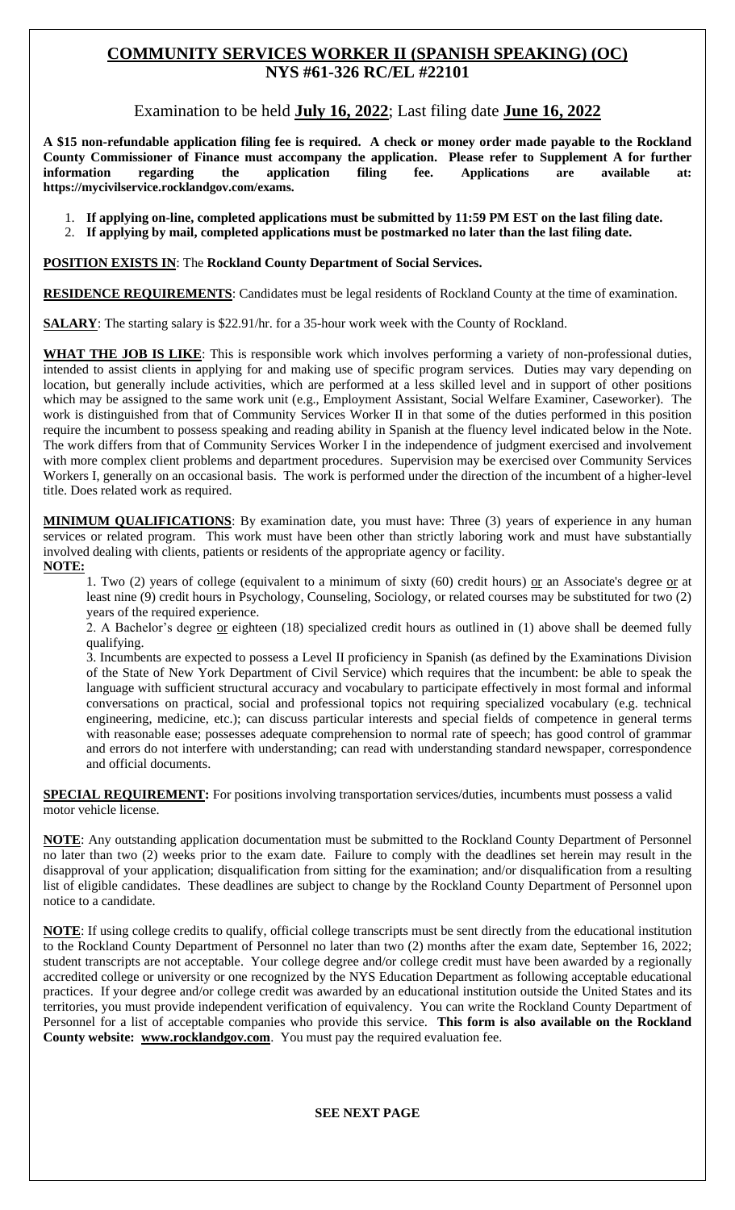# COMMUNITY SERVICES WORKER II (SPANISH SPEAKING) (OC)
## NYS #61-326 RC/EL #22101

Examination to be held **July 16, 2022**; Last filing date **June 16, 2022**

**A $15 non-refundable application filing fee is required. A check or money order made payable to the Rockland County Commissioner of Finance must accompany the application. Please refer to Supplement A for further information regarding the application filing fee. Applications are available at: https://mycivilservice.rocklandgov.com/exams.**

1. **If applying on-line, completed applications must be submitted by 11:59 PM EST on the last filing date.**
2. **If applying by mail, completed applications must be postmarked no later than the last filing date.**

**POSITION EXISTS IN**: The **Rockland County Department of Social Services.**

**RESIDENCE REQUIREMENTS**: Candidates must be legal residents of Rockland County at the time of examination.

**SALARY**: The starting salary is $22.91/hr. for a 35-hour work week with the County of Rockland.

**WHAT THE JOB IS LIKE**: This is responsible work which involves performing a variety of non-professional duties, intended to assist clients in applying for and making use of specific program services. Duties may vary depending on location, but generally include activities, which are performed at a less skilled level and in support of other positions which may be assigned to the same work unit (e.g., Employment Assistant, Social Welfare Examiner, Caseworker). The work is distinguished from that of Community Services Worker II in that some of the duties performed in this position require the incumbent to possess speaking and reading ability in Spanish at the fluency level indicated below in the Note. The work differs from that of Community Services Worker I in the independence of judgment exercised and involvement with more complex client problems and department procedures. Supervision may be exercised over Community Services Workers I, generally on an occasional basis. The work is performed under the direction of the incumbent of a higher-level title. Does related work as required.

**MINIMUM QUALIFICATIONS**: By examination date, you must have: Three (3) years of experience in any human services or related program. This work must have been other than strictly laboring work and must have substantially involved dealing with clients, patients or residents of the appropriate agency or facility.

**NOTE:**

1. Two (2) years of college (equivalent to a minimum of sixty (60) credit hours) or an Associate's degree or at least nine (9) credit hours in Psychology, Counseling, Sociology, or related courses may be substituted for two (2) years of the required experience.
2. A Bachelor's degree or eighteen (18) specialized credit hours as outlined in (1) above shall be deemed fully qualifying.
3. Incumbents are expected to possess a Level II proficiency in Spanish (as defined by the Examinations Division of the State of New York Department of Civil Service) which requires that the incumbent: be able to speak the language with sufficient structural accuracy and vocabulary to participate effectively in most formal and informal conversations on practical, social and professional topics not requiring specialized vocabulary (e.g. technical engineering, medicine, etc.); can discuss particular interests and special fields of competence in general terms with reasonable ease; possesses adequate comprehension to normal rate of speech; has good control of grammar and errors do not interfere with understanding; can read with understanding standard newspaper, correspondence and official documents.

**SPECIAL REQUIREMENT:** For positions involving transportation services/duties, incumbents must possess a valid motor vehicle license.

**NOTE**: Any outstanding application documentation must be submitted to the Rockland County Department of Personnel no later than two (2) weeks prior to the exam date. Failure to comply with the deadlines set herein may result in the disapproval of your application; disqualification from sitting for the examination; and/or disqualification from a resulting list of eligible candidates. These deadlines are subject to change by the Rockland County Department of Personnel upon notice to a candidate.

**NOTE**: If using college credits to qualify, official college transcripts must be sent directly from the educational institution to the Rockland County Department of Personnel no later than two (2) months after the exam date, September 16, 2022; student transcripts are not acceptable. Your college degree and/or college credit must have been awarded by a regionally accredited college or university or one recognized by the NYS Education Department as following acceptable educational practices. If your degree and/or college credit was awarded by an educational institution outside the United States and its territories, you must provide independent verification of equivalency. You can write the Rockland County Department of Personnel for a list of acceptable companies who provide this service. **This form is also available on the Rockland County website: www.rocklandgov.com**. You must pay the required evaluation fee.

**SEE NEXT PAGE**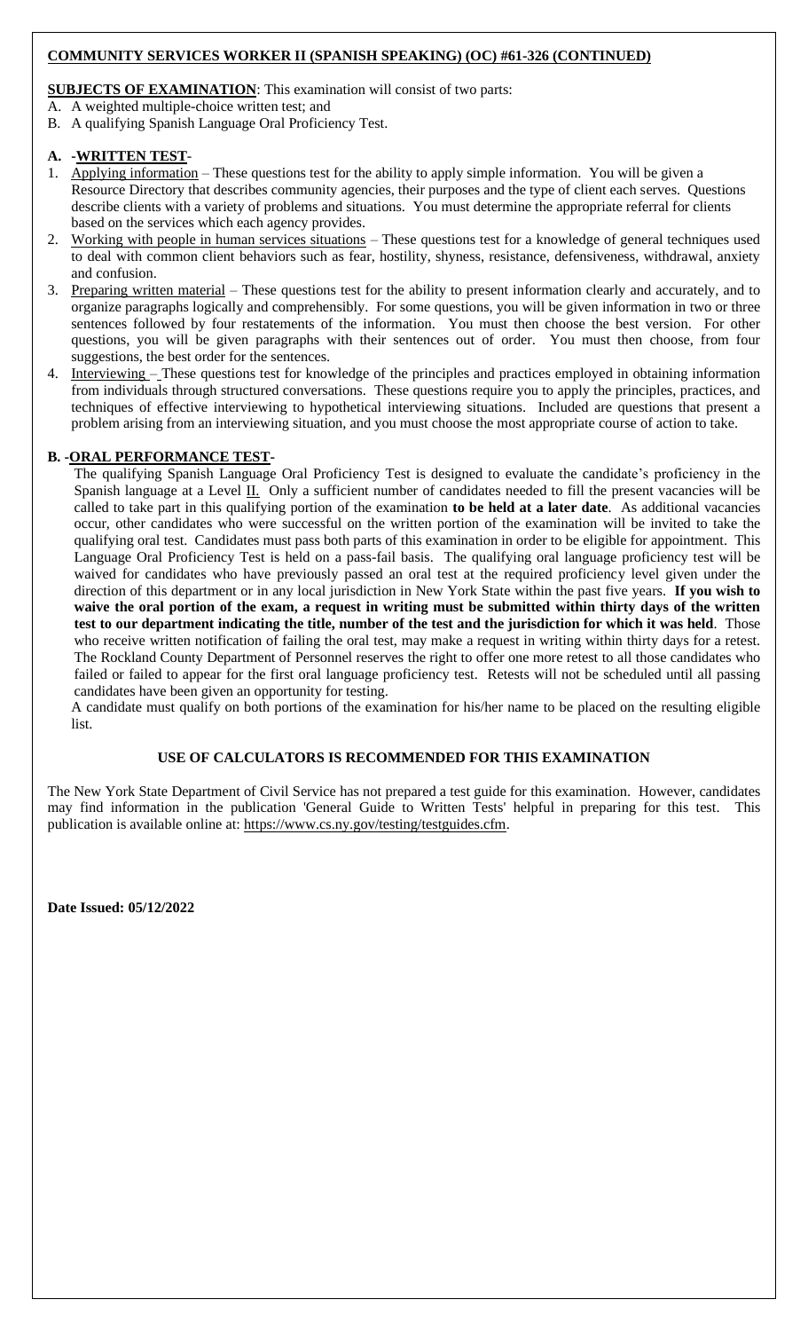**COMMUNITY SERVICES WORKER II (SPANISH SPEAKING) (OC) #61-326 (CONTINUED)**

**SUBJECTS OF EXAMINATION**: This examination will consist of two parts:

A. A weighted multiple-choice written test; and
B. A qualifying Spanish Language Oral Proficiency Test.

**A. -WRITTEN TEST-**

1. Applying information – These questions test for the ability to apply simple information. You will be given a Resource Directory that describes community agencies, their purposes and the type of client each serves. Questions describe clients with a variety of problems and situations. You must determine the appropriate referral for clients based on the services which each agency provides.
2. Working with people in human services situations – These questions test for a knowledge of general techniques used to deal with common client behaviors such as fear, hostility, shyness, resistance, defensiveness, withdrawal, anxiety and confusion.
3. Preparing written material – These questions test for the ability to present information clearly and accurately, and to organize paragraphs logically and comprehensibly. For some questions, you will be given information in two or three sentences followed by four restatements of the information. You must then choose the best version. For other questions, you will be given paragraphs with their sentences out of order. You must then choose, from four suggestions, the best order for the sentences.
4. Interviewing – These questions test for knowledge of the principles and practices employed in obtaining information from individuals through structured conversations. These questions require you to apply the principles, practices, and techniques of effective interviewing to hypothetical interviewing situations. Included are questions that present a problem arising from an interviewing situation, and you must choose the most appropriate course of action to take.

**B. -ORAL PERFORMANCE TEST-**

The qualifying Spanish Language Oral Proficiency Test is designed to evaluate the candidate's proficiency in the Spanish language at a Level II. Only a sufficient number of candidates needed to fill the present vacancies will be called to take part in this qualifying portion of the examination **to be held at a later date**. As additional vacancies occur, other candidates who were successful on the written portion of the examination will be invited to take the qualifying oral test. Candidates must pass both parts of this examination in order to be eligible for appointment. This Language Oral Proficiency Test is held on a pass-fail basis. The qualifying oral language proficiency test will be waived for candidates who have previously passed an oral test at the required proficiency level given under the direction of this department or in any local jurisdiction in New York State within the past five years. **If you wish to waive the oral portion of the exam, a request in writing must be submitted within thirty days of the written test to our department indicating the title, number of the test and the jurisdiction for which it was held**. Those who receive written notification of failing the oral test, may make a request in writing within thirty days for a retest. The Rockland County Department of Personnel reserves the right to offer one more retest to all those candidates who failed or failed to appear for the first oral language proficiency test. Retests will not be scheduled until all passing candidates have been given an opportunity for testing.

A candidate must qualify on both portions of the examination for his/her name to be placed on the resulting eligible list.

**USE OF CALCULATORS IS RECOMMENDED FOR THIS EXAMINATION**

The New York State Department of Civil Service has not prepared a test guide for this examination. However, candidates may find information in the publication 'General Guide to Written Tests' helpful in preparing for this test. This publication is available online at: https://www.cs.ny.gov/testing/testguides.cfm.

**Date Issued: 05/12/2022**